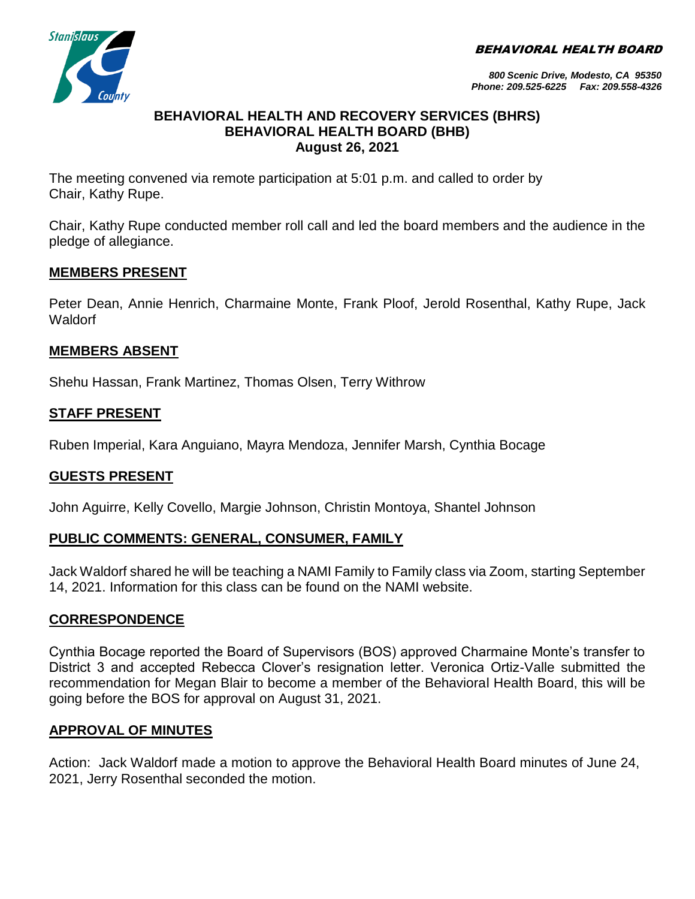BEHAVIORAL HEALTH BOARD

800 Scenic Drive, Modesto, CA 95350
Phone: 209.525-6225 Fax: 209.558-4326

# BEHAVIORAL HEALTH AND RECOVERY SERVICES (BHRS)
# BEHAVIORAL HEALTH BOARD (BHB)
## August 26, 2021

The meeting convened via remote participation at 5:01 p.m. and called to order by Chair, Kathy Rupe.

Chair, Kathy Rupe conducted member roll call and led the board members and the audience in the pledge of allegiance.

## MEMBERS PRESENT

Peter Dean, Annie Henrich, Charmaine Monte, Frank Ploof, Jerold Rosenthal, Kathy Rupe, Jack Waldorf

## MEMBERS ABSENT

Shehu Hassan, Frank Martinez, Thomas Olsen, Terry Withrow

## STAFF PRESENT

Ruben Imperial, Kara Anguiano, Mayra Mendoza, Jennifer Marsh, Cynthia Bocage

## GUESTS PRESENT

John Aguirre, Kelly Covello, Margie Johnson, Christin Montoya, Shantel Johnson

## PUBLIC COMMENTS: GENERAL, CONSUMER, FAMILY

Jack Waldorf shared he will be teaching a NAMI Family to Family class via Zoom, starting September 14, 2021. Information for this class can be found on the NAMI website.

## CORRESPONDENCE

Cynthia Bocage reported the Board of Supervisors (BOS) approved Charmaine Monte's transfer to District 3 and accepted Rebecca Clover's resignation letter. Veronica Ortiz-Valle submitted the recommendation for Megan Blair to become a member of the Behavioral Health Board, this will be going before the BOS for approval on August 31, 2021.

## APPROVAL OF MINUTES

Action: Jack Waldorf made a motion to approve the Behavioral Health Board minutes of June 24, 2021, Jerry Rosenthal seconded the motion.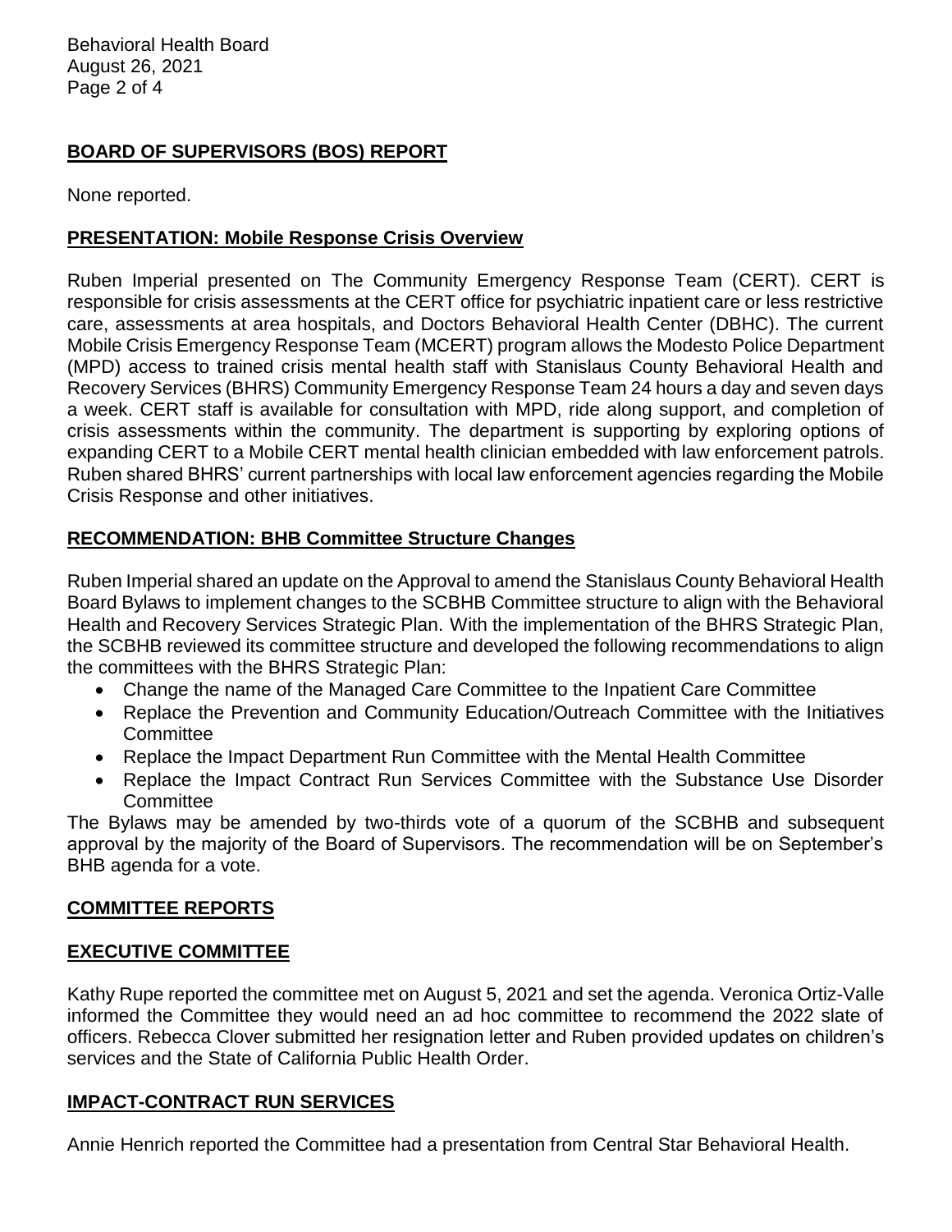## BOARD OF SUPERVISORS (BOS) REPORT

None reported.

## PRESENTATION: Mobile Response Crisis Overview

Ruben Imperial presented on The Community Emergency Response Team (CERT). CERT is responsible for crisis assessments at the CERT office for psychiatric inpatient care or less restrictive care, assessments at area hospitals, and Doctors Behavioral Health Center (DBHC). The current Mobile Crisis Emergency Response Team (MCERT) program allows the Modesto Police Department (MPD) access to trained crisis mental health staff with Stanislaus County Behavioral Health and Recovery Services (BHRS) Community Emergency Response Team 24 hours a day and seven days a week. CERT staff is available for consultation with MPD, ride along support, and completion of crisis assessments within the community. The department is supporting by exploring options of expanding CERT to a Mobile CERT mental health clinician embedded with law enforcement patrols. Ruben shared BHRS' current partnerships with local law enforcement agencies regarding the Mobile Crisis Response and other initiatives.

## RECOMMENDATION: BHB Committee Structure Changes

Ruben Imperial shared an update on the Approval to amend the Stanislaus County Behavioral Health Board Bylaws to implement changes to the SCBHB Committee structure to align with the Behavioral Health and Recovery Services Strategic Plan. With the implementation of the BHRS Strategic Plan, the SCBHB reviewed its committee structure and developed the following recommendations to align the committees with the BHRS Strategic Plan:

- Change the name of the Managed Care Committee to the Inpatient Care Committee
- Replace the Prevention and Community Education/Outreach Committee with the Initiatives Committee
- Replace the Impact Department Run Committee with the Mental Health Committee
- Replace the Impact Contract Run Services Committee with the Substance Use Disorder Committee

The Bylaws may be amended by two-thirds vote of a quorum of the SCBHB and subsequent approval by the majority of the Board of Supervisors. The recommendation will be on September's BHB agenda for a vote.

## COMMITTEE REPORTS

## EXECUTIVE COMMITTEE

Kathy Rupe reported the committee met on August 5, 2021 and set the agenda. Veronica Ortiz-Valle informed the Committee they would need an ad hoc committee to recommend the 2022 slate of officers. Rebecca Clover submitted her resignation letter and Ruben provided updates on children's services and the State of California Public Health Order.

## IMPACT-CONTRACT RUN SERVICES

Annie Henrich reported the Committee had a presentation from Central Star Behavioral Health.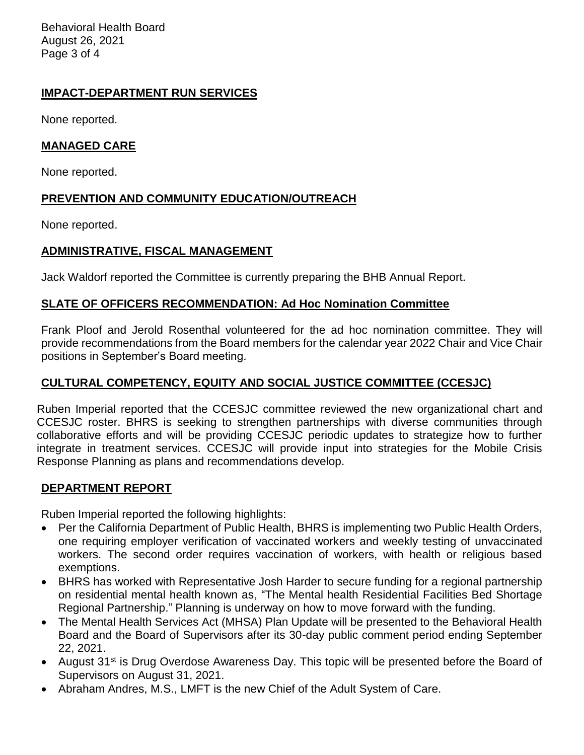## IMPACT-DEPARTMENT RUN SERVICES

None reported.

## MANAGED CARE

None reported.

## PREVENTION AND COMMUNITY EDUCATION/OUTREACH

None reported.

## ADMINISTRATIVE, FISCAL MANAGEMENT

Jack Waldorf reported the Committee is currently preparing the BHB Annual Report.

## SLATE OF OFFICERS RECOMMENDATION: Ad Hoc Nomination Committee

Frank Ploof and Jerold Rosenthal volunteered for the ad hoc nomination committee. They will provide recommendations from the Board members for the calendar year 2022 Chair and Vice Chair positions in September's Board meeting.

## CULTURAL COMPETENCY, EQUITY AND SOCIAL JUSTICE COMMITTEE (CCESJC)

Ruben Imperial reported that the CCESJC committee reviewed the new organizational chart and CCESJC roster. BHRS is seeking to strengthen partnerships with diverse communities through collaborative efforts and will be providing CCESJC periodic updates to strategize how to further integrate in treatment services. CCESJC will provide input into strategies for the Mobile Crisis Response Planning as plans and recommendations develop.

## DEPARTMENT REPORT

Ruben Imperial reported the following highlights:

- Per the California Department of Public Health, BHRS is implementing two Public Health Orders, one requiring employer verification of vaccinated workers and weekly testing of unvaccinated workers. The second order requires vaccination of workers, with health or religious based exemptions.
- BHRS has worked with Representative Josh Harder to secure funding for a regional partnership on residential mental health known as, "The Mental health Residential Facilities Bed Shortage Regional Partnership." Planning is underway on how to move forward with the funding.
- The Mental Health Services Act (MHSA) Plan Update will be presented to the Behavioral Health Board and the Board of Supervisors after its 30-day public comment period ending September 22, 2021.
- August 31st is Drug Overdose Awareness Day. This topic will be presented before the Board of Supervisors on August 31, 2021.
- Abraham Andres, M.S., LMFT is the new Chief of the Adult System of Care.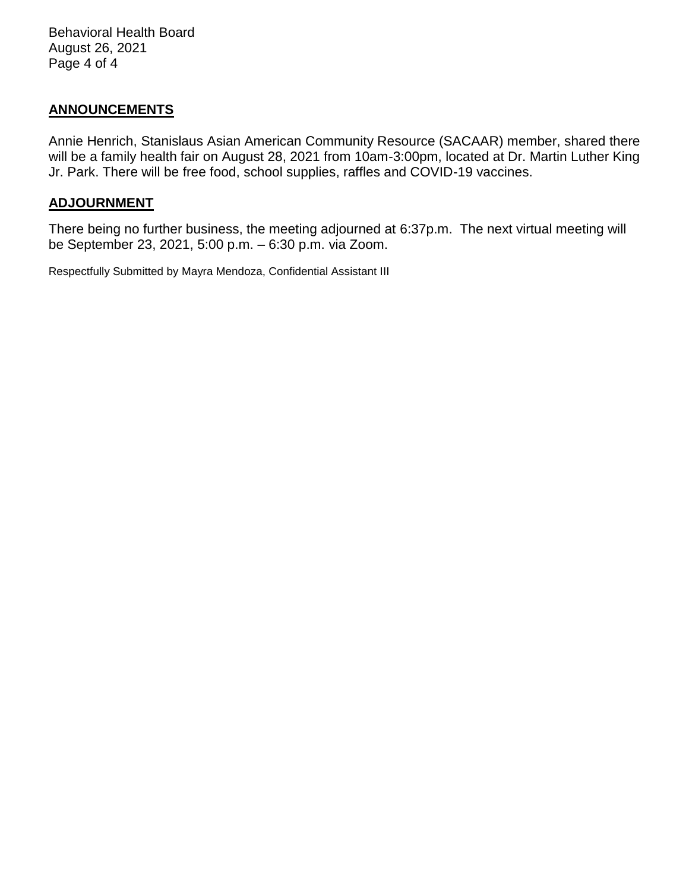## ANNOUNCEMENTS

Annie Henrich, Stanislaus Asian American Community Resource (SACAAR) member, shared there will be a family health fair on August 28, 2021 from 10am-3:00pm, located at Dr. Martin Luther King Jr. Park. There will be free food, school supplies, raffles and COVID-19 vaccines.

## ADJOURNMENT

There being no further business, the meeting adjourned at 6:37p.m. The next virtual meeting will be September 23, 2021, 5:00 p.m. – 6:30 p.m. via Zoom.

Respectfully Submitted by Mayra Mendoza, Confidential Assistant III